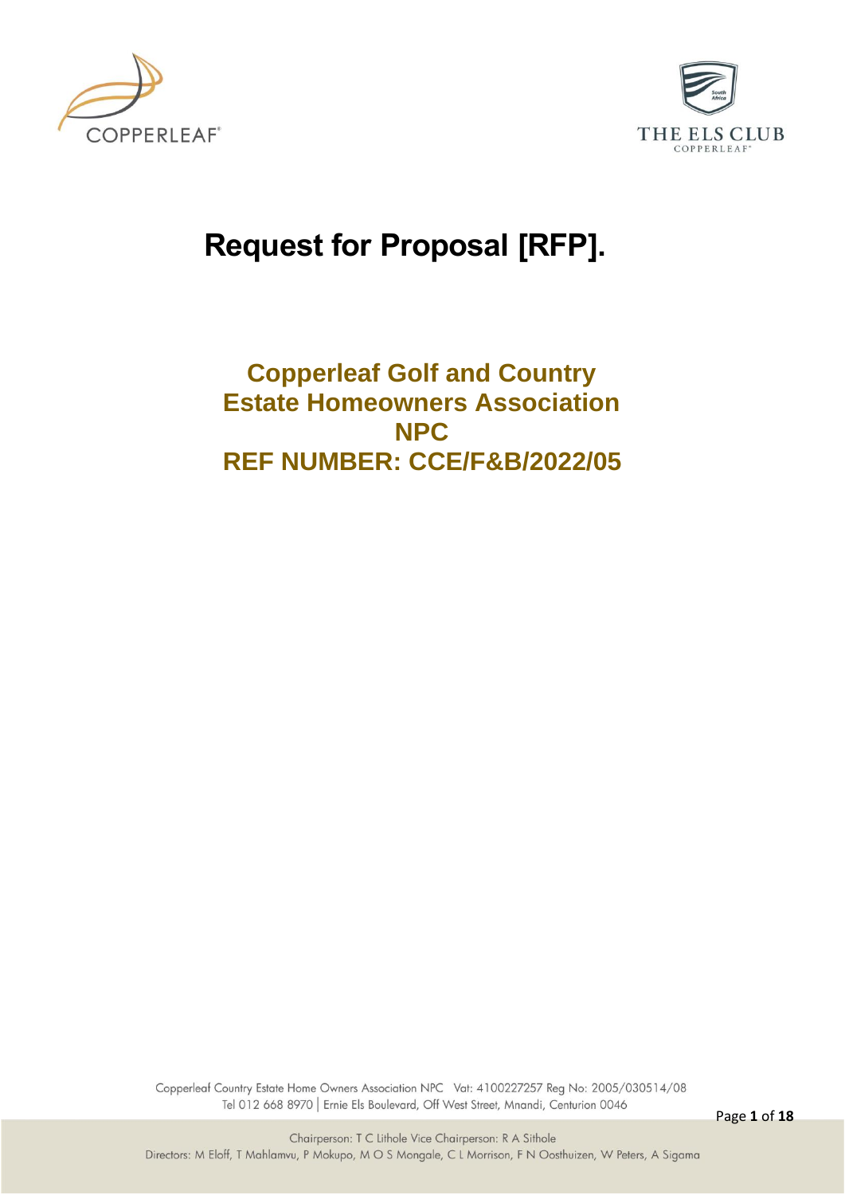# Request for Proposal [RFP].

## Copperleaf Golf and Country Estate Homeowners Association NPC

## REF NUMBER: CCE/F&B/2022/05

Copperleaf Country Estate Home Owners Association NPC Vat: 4100227257 Reg No: 2005/030514/08
Tel 012 668 8970 | Ernie Els Boulevard, Off West Street, Mnandi, Centurion 0046

Chairperson: T C Lithole Vice Chairperson: R A Sithole
Directors: M Eloff, T Mahlamvu, P Mokupo, M O S Mongale, C L Morrison, F N Oosthuizen, W Peters, A Sigama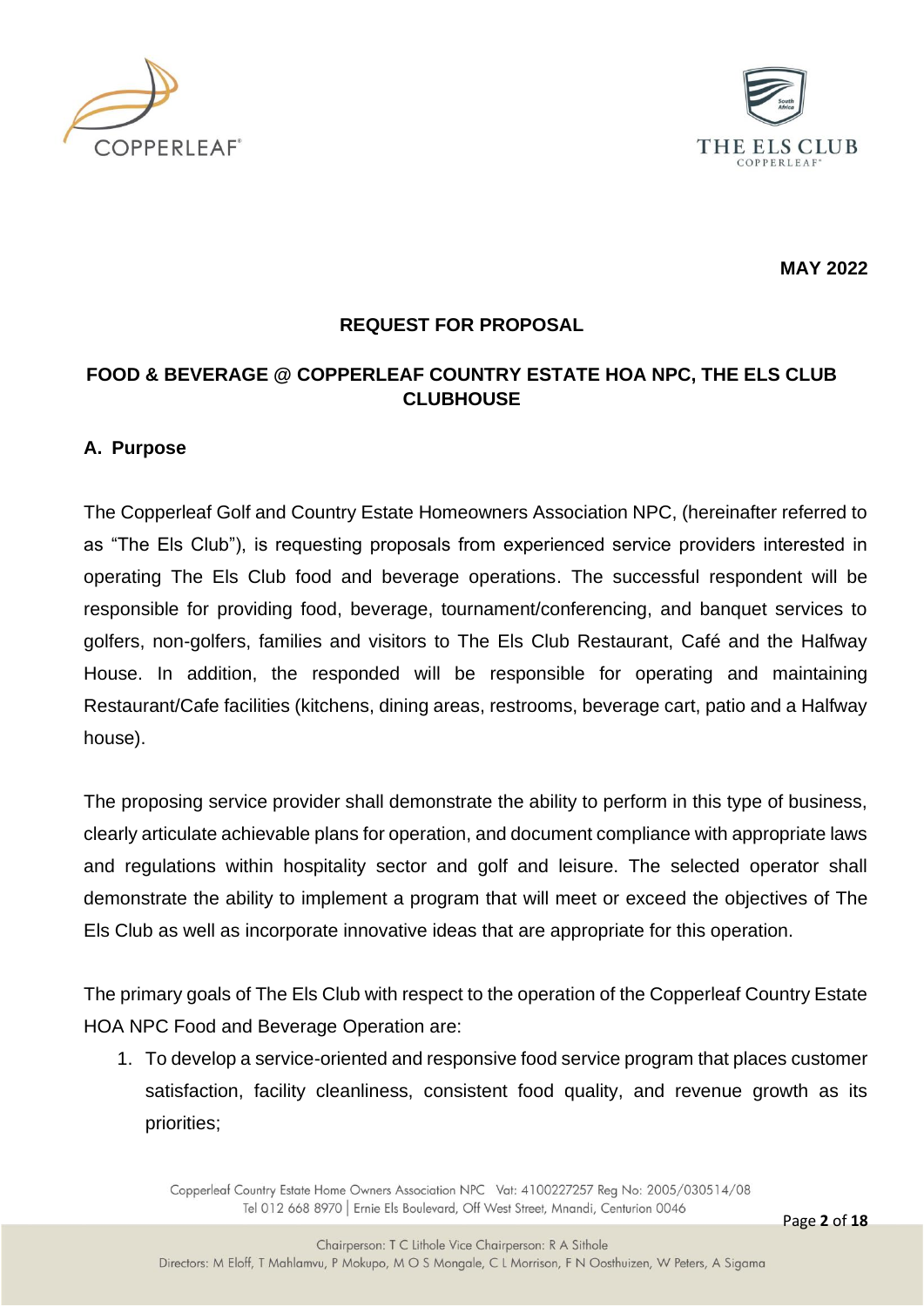**MAY 2022**

## REQUEST FOR PROPOSAL

## FOOD & BEVERAGE @ COPPERLEAF COUNTRY ESTATE HOA NPC, THE ELS CLUB CLUBHOUSE

### A. Purpose

The Copperleaf Golf and Country Estate Homeowners Association NPC, (hereinafter referred to as "The Els Club"), is requesting proposals from experienced service providers interested in operating The Els Club food and beverage operations. The successful respondent will be responsible for providing food, beverage, tournament/conferencing, and banquet services to golfers, non-golfers, families and visitors to The Els Club Restaurant, Café and the Halfway House. In addition, the responded will be responsible for operating and maintaining Restaurant/Cafe facilities (kitchens, dining areas, restrooms, beverage cart, patio and a Halfway house).

The proposing service provider shall demonstrate the ability to perform in this type of business, clearly articulate achievable plans for operation, and document compliance with appropriate laws and regulations within hospitality sector and golf and leisure. The selected operator shall demonstrate the ability to implement a program that will meet or exceed the objectives of The Els Club as well as incorporate innovative ideas that are appropriate for this operation.

The primary goals of The Els Club with respect to the operation of the Copperleaf Country Estate HOA NPC Food and Beverage Operation are:

1. To develop a service-oriented and responsive food service program that places customer satisfaction, facility cleanliness, consistent food quality, and revenue growth as its priorities;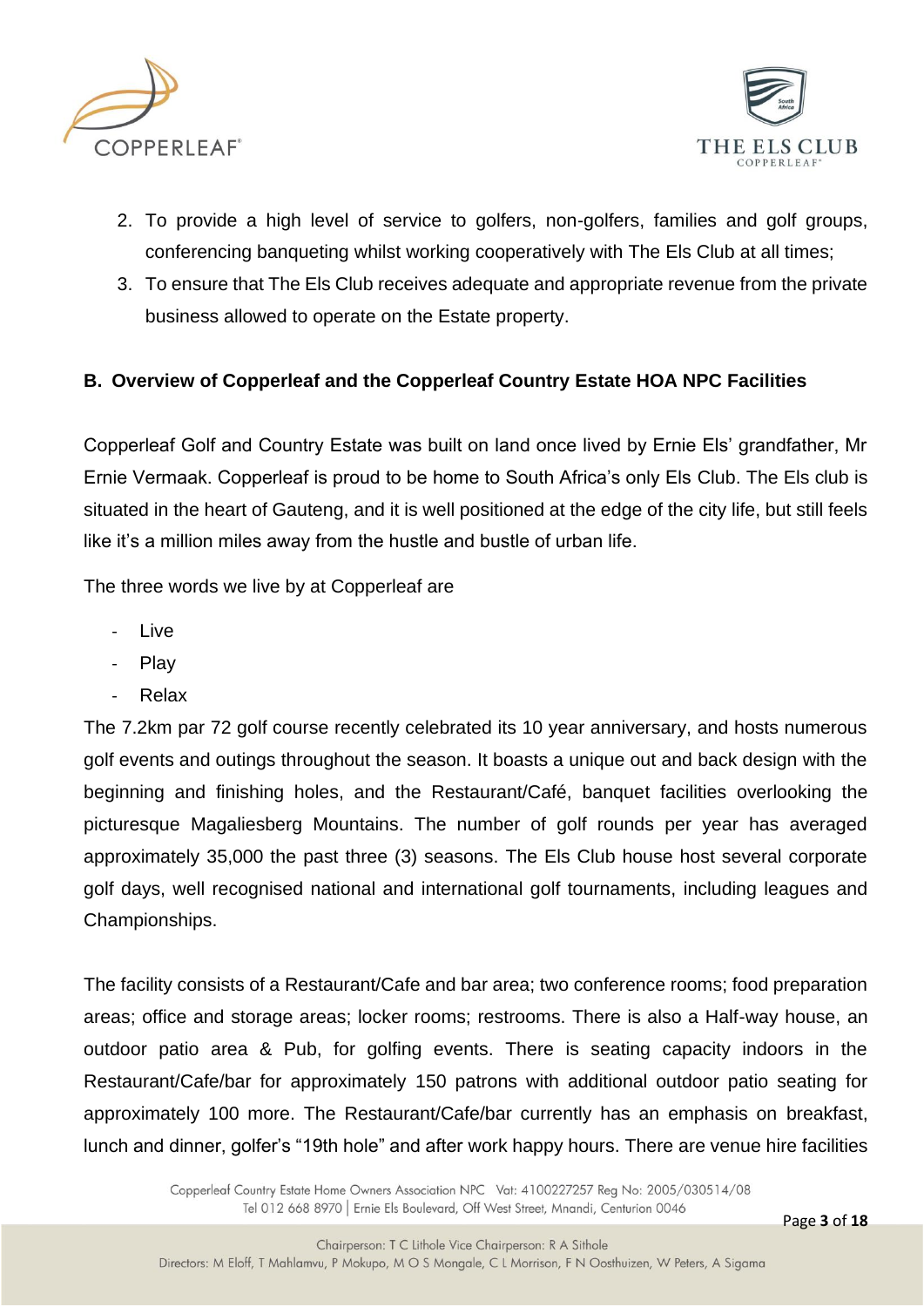2. To provide a high level of service to golfers, non-golfers, families and golf groups, conferencing banqueting whilst working cooperatively with The Els Club at all times;
3. To ensure that The Els Club receives adequate and appropriate revenue from the private business allowed to operate on the Estate property.

## B. Overview of Copperleaf and the Copperleaf Country Estate HOA NPC Facilities

Copperleaf Golf and Country Estate was built on land once lived by Ernie Els' grandfather, Mr Ernie Vermaak. Copperleaf is proud to be home to South Africa's only Els Club. The Els club is situated in the heart of Gauteng, and it is well positioned at the edge of the city life, but still feels like it's a million miles away from the hustle and bustle of urban life.

The three words we live by at Copperleaf are

- Live
- Play
- Relax

The 7.2km par 72 golf course recently celebrated its 10 year anniversary, and hosts numerous golf events and outings throughout the season. It boasts a unique out and back design with the beginning and finishing holes, and the Restaurant/Café, banquet facilities overlooking the picturesque Magaliesberg Mountains. The number of golf rounds per year has averaged approximately 35,000 the past three (3) seasons. The Els Club house host several corporate golf days, well recognised national and international golf tournaments, including leagues and Championships.

The facility consists of a Restaurant/Cafe and bar area; two conference rooms; food preparation areas; office and storage areas; locker rooms; restrooms. There is also a Half-way house, an outdoor patio area & Pub, for golfing events. There is seating capacity indoors in the Restaurant/Cafe/bar for approximately 150 patrons with additional outdoor patio seating for approximately 100 more. The Restaurant/Cafe/bar currently has an emphasis on breakfast, lunch and dinner, golfer's "19th hole" and after work happy hours. There are venue hire facilities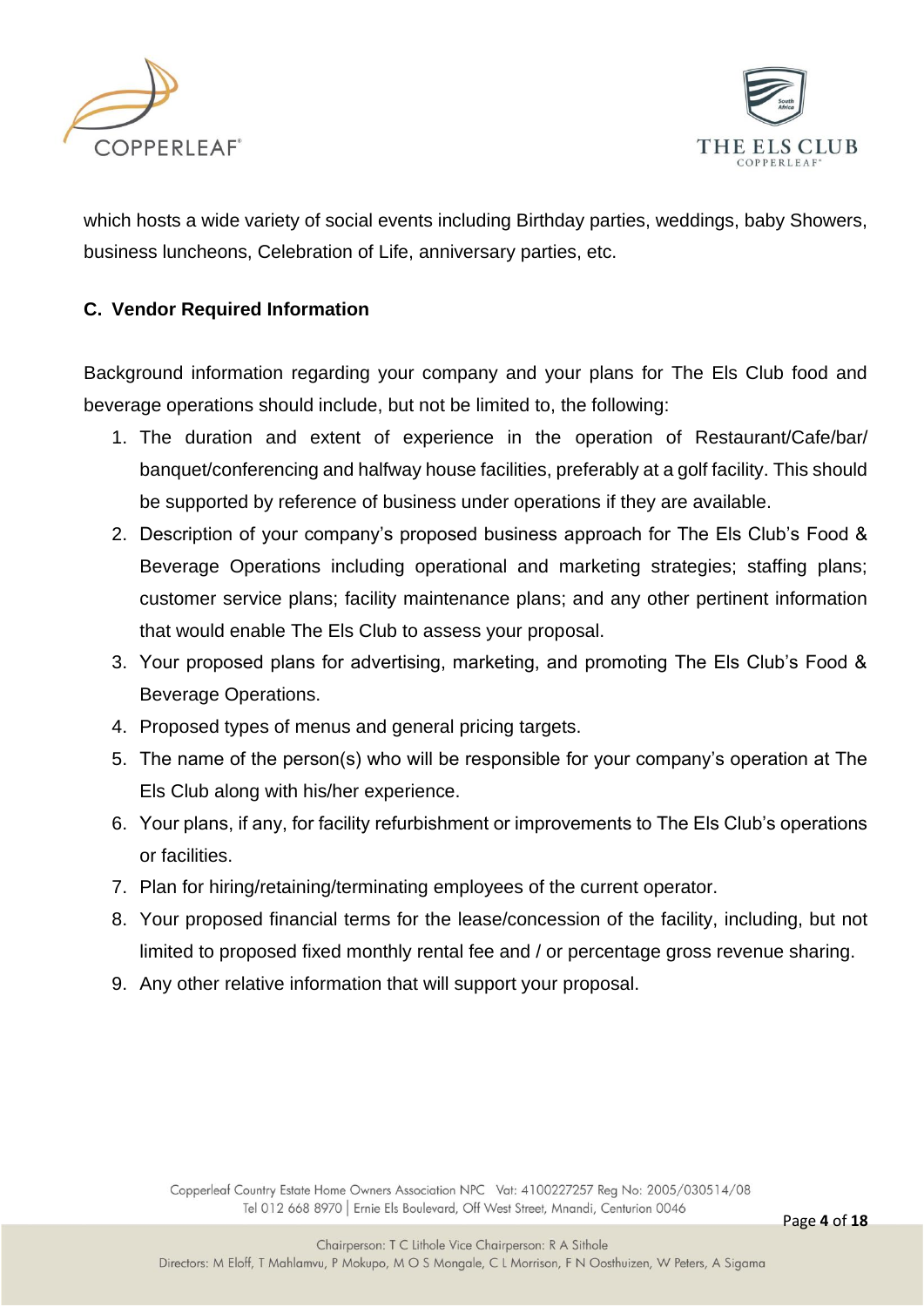which hosts a wide variety of social events including Birthday parties, weddings, baby Showers, business luncheons, Celebration of Life, anniversary parties, etc.

### C. Vendor Required Information

Background information regarding your company and your plans for The Els Club food and beverage operations should include, but not be limited to, the following:

1. The duration and extent of experience in the operation of Restaurant/Cafe/bar/ banquet/conferencing and halfway house facilities, preferably at a golf facility. This should be supported by reference of business under operations if they are available.
2. Description of your company's proposed business approach for The Els Club's Food & Beverage Operations including operational and marketing strategies; staffing plans; customer service plans; facility maintenance plans; and any other pertinent information that would enable The Els Club to assess your proposal.
3. Your proposed plans for advertising, marketing, and promoting The Els Club's Food & Beverage Operations.
4. Proposed types of menus and general pricing targets.
5. The name of the person(s) who will be responsible for your company's operation at The Els Club along with his/her experience.
6. Your plans, if any, for facility refurbishment or improvements to The Els Club's operations or facilities.
7. Plan for hiring/retaining/terminating employees of the current operator.
8. Your proposed financial terms for the lease/concession of the facility, including, but not limited to proposed fixed monthly rental fee and / or percentage gross revenue sharing.
9. Any other relative information that will support your proposal.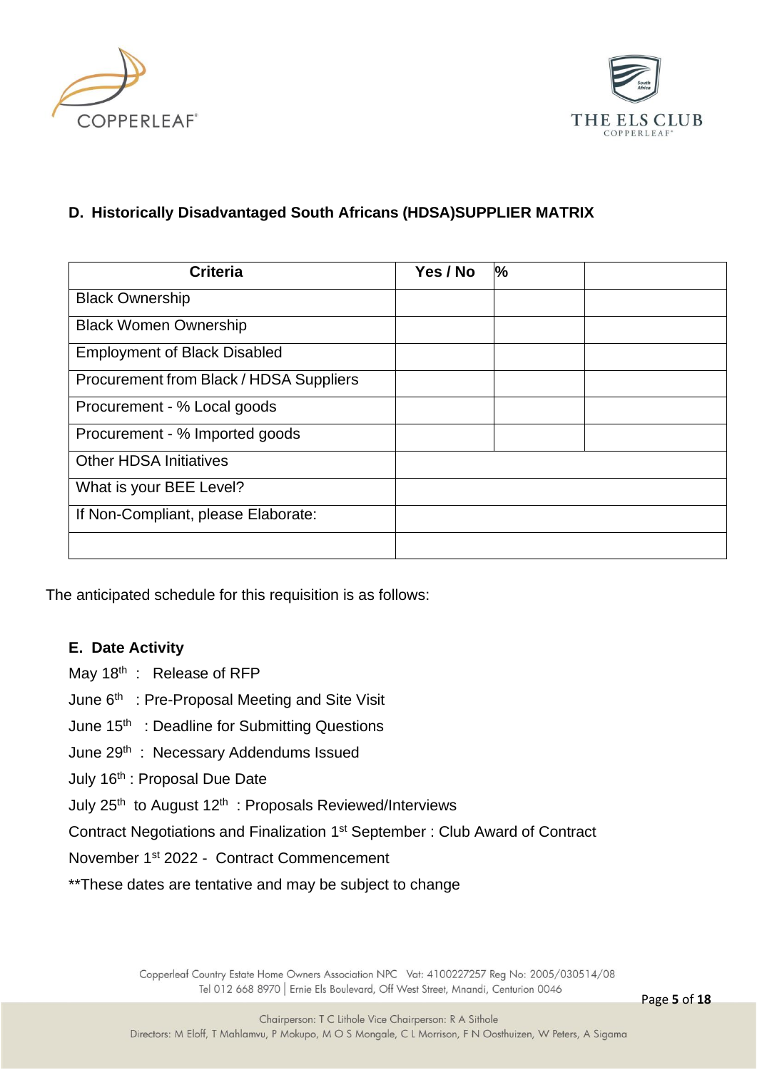## D. Historically Disadvantaged South Africans (HDSA)SUPPLIER MATRIX

| Criteria | Yes / No | % | |
|---|---|---|---|
| Black Ownership | | | |
| Black Women Ownership | | | |
| Employment of Black Disabled | | | |
| Procurement from Black / HDSA Suppliers | | | |
| Procurement - % Local goods | | | |
| Procurement - % Imported goods | | | |
| Other HDSA Initiatives | | | |
| What is your BEE Level? | | | |
| If Non-Compliant, please Elaborate: | | | |
| | | | |

The anticipated schedule for this requisition is as follows:

## E. Date Activity

May 18th : Release of RFP

June 6th : Pre-Proposal Meeting and Site Visit

June 15th : Deadline for Submitting Questions

June 29th : Necessary Addendums Issued

July 16th : Proposal Due Date

July 25th to August 12th : Proposals Reviewed/Interviews

Contract Negotiations and Finalization 1st September : Club Award of Contract

November 1st 2022 - Contract Commencement

**These dates are tentative and may be subject to change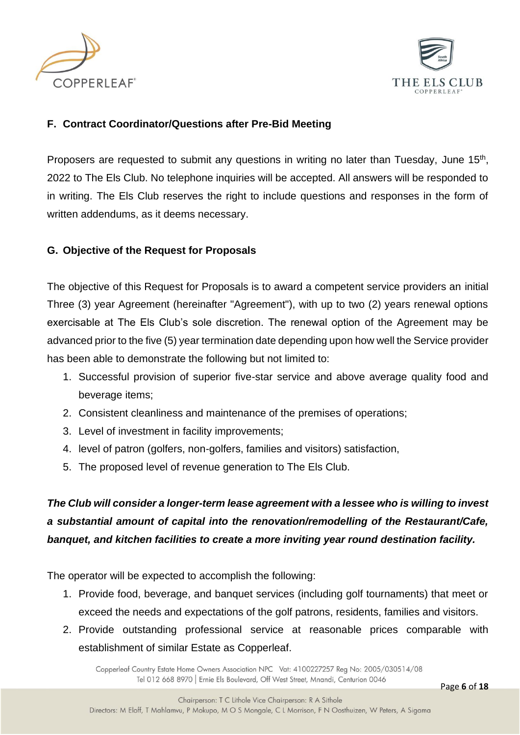## F. Contract Coordinator/Questions after Pre-Bid Meeting

Proposers are requested to submit any questions in writing no later than Tuesday, June 15th, 2022 to The Els Club. No telephone inquiries will be accepted. All answers will be responded to in writing. The Els Club reserves the right to include questions and responses in the form of written addendums, as it deems necessary.

## G. Objective of the Request for Proposals

The objective of this Request for Proposals is to award a competent service providers an initial Three (3) year Agreement (hereinafter "Agreement"), with up to two (2) years renewal options exercisable at The Els Club's sole discretion. The renewal option of the Agreement may be advanced prior to the five (5) year termination date depending upon how well the Service provider has been able to demonstrate the following but not limited to:

1. Successful provision of superior five-star service and above average quality food and beverage items;
2. Consistent cleanliness and maintenance of the premises of operations;
3. Level of investment in facility improvements;
4. level of patron (golfers, non-golfers, families and visitors) satisfaction,
5. The proposed level of revenue generation to The Els Club.

***The Club will consider a longer-term lease agreement with a lessee who is willing to invest a substantial amount of capital into the renovation/remodelling of the Restaurant/Cafe, banquet, and kitchen facilities to create a more inviting year round destination facility.***

The operator will be expected to accomplish the following:

1. Provide food, beverage, and banquet services (including golf tournaments) that meet or exceed the needs and expectations of the golf patrons, residents, families and visitors.
2. Provide outstanding professional service at reasonable prices comparable with establishment of similar Estate as Copperleaf.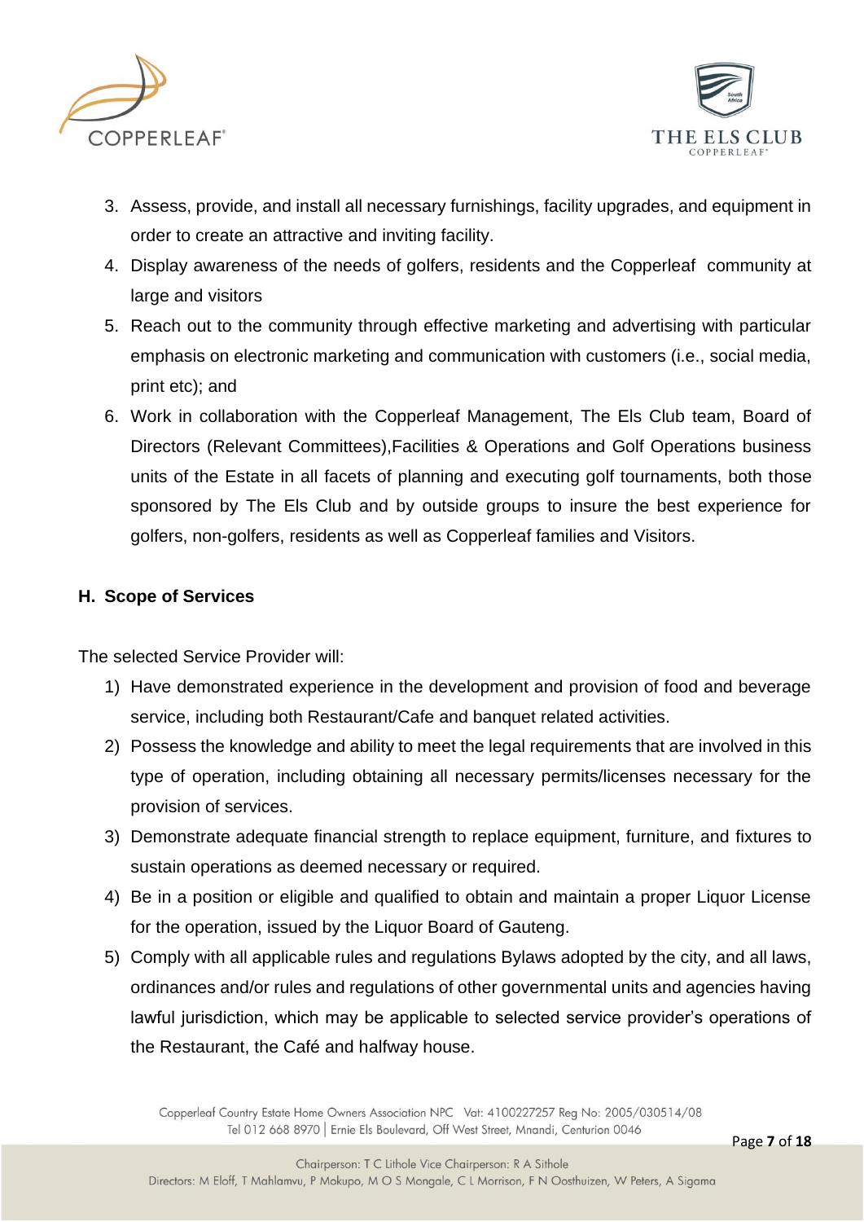3. Assess, provide, and install all necessary furnishings, facility upgrades, and equipment in order to create an attractive and inviting facility.
4. Display awareness of the needs of golfers, residents and the Copperleaf community at large and visitors
5. Reach out to the community through effective marketing and advertising with particular emphasis on electronic marketing and communication with customers (i.e., social media, print etc); and
6. Work in collaboration with the Copperleaf Management, The Els Club team, Board of Directors (Relevant Committees),Facilities & Operations and Golf Operations business units of the Estate in all facets of planning and executing golf tournaments, both those sponsored by The Els Club and by outside groups to insure the best experience for golfers, non-golfers, residents as well as Copperleaf families and Visitors.

## H. Scope of Services

The selected Service Provider will:

1) Have demonstrated experience in the development and provision of food and beverage service, including both Restaurant/Cafe and banquet related activities.
2) Possess the knowledge and ability to meet the legal requirements that are involved in this type of operation, including obtaining all necessary permits/licenses necessary for the provision of services.
3) Demonstrate adequate financial strength to replace equipment, furniture, and fixtures to sustain operations as deemed necessary or required.
4) Be in a position or eligible and qualified to obtain and maintain a proper Liquor License for the operation, issued by the Liquor Board of Gauteng.
5) Comply with all applicable rules and regulations Bylaws adopted by the city, and all laws, ordinances and/or rules and regulations of other governmental units and agencies having lawful jurisdiction, which may be applicable to selected service provider's operations of the Restaurant, the Café and halfway house.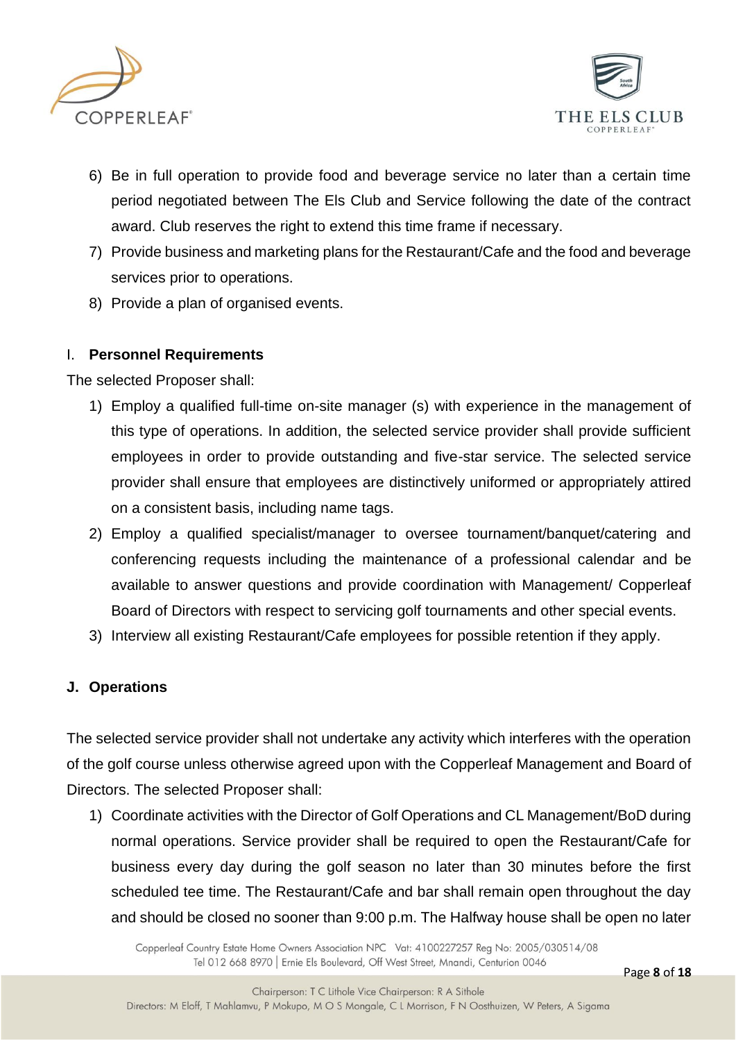6) Be in full operation to provide food and beverage service no later than a certain time period negotiated between The Els Club and Service following the date of the contract award. Club reserves the right to extend this time frame if necessary.
7) Provide business and marketing plans for the Restaurant/Cafe and the food and beverage services prior to operations.
8) Provide a plan of organised events.

## I. **Personnel Requirements**

The selected Proposer shall:

1) Employ a qualified full-time on-site manager (s) with experience in the management of this type of operations. In addition, the selected service provider shall provide sufficient employees in order to provide outstanding and five-star service. The selected service provider shall ensure that employees are distinctively uniformed or appropriately attired on a consistent basis, including name tags.
2) Employ a qualified specialist/manager to oversee tournament/banquet/catering and conferencing requests including the maintenance of a professional calendar and be available to answer questions and provide coordination with Management/ Copperleaf Board of Directors with respect to servicing golf tournaments and other special events.
3) Interview all existing Restaurant/Cafe employees for possible retention if they apply.

## J. **Operations**

The selected service provider shall not undertake any activity which interferes with the operation of the golf course unless otherwise agreed upon with the Copperleaf Management and Board of Directors. The selected Proposer shall:

1) Coordinate activities with the Director of Golf Operations and CL Management/BoD during normal operations. Service provider shall be required to open the Restaurant/Cafe for business every day during the golf season no later than 30 minutes before the first scheduled tee time. The Restaurant/Cafe and bar shall remain open throughout the day and should be closed no sooner than 9:00 p.m. The Halfway house shall be open no later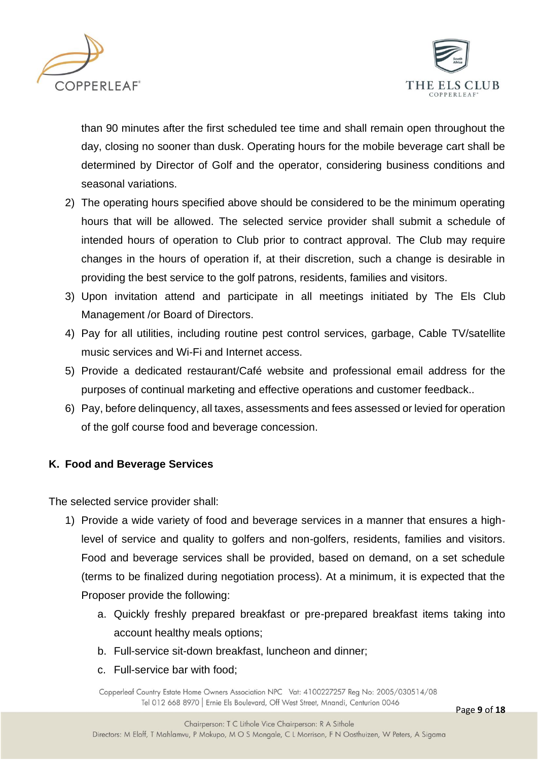than 90 minutes after the first scheduled tee time and shall remain open throughout the day, closing no sooner than dusk. Operating hours for the mobile beverage cart shall be determined by Director of Golf and the operator, considering business conditions and seasonal variations.

2) The operating hours specified above should be considered to be the minimum operating hours that will be allowed. The selected service provider shall submit a schedule of intended hours of operation to Club prior to contract approval. The Club may require changes in the hours of operation if, at their discretion, such a change is desirable in providing the best service to the golf patrons, residents, families and visitors.
3) Upon invitation attend and participate in all meetings initiated by The Els Club Management /or Board of Directors.
4) Pay for all utilities, including routine pest control services, garbage, Cable TV/satellite music services and Wi-Fi and Internet access.
5) Provide a dedicated restaurant/Café website and professional email address for the purposes of continual marketing and effective operations and customer feedback..
6) Pay, before delinquency, all taxes, assessments and fees assessed or levied for operation of the golf course food and beverage concession.

### K. Food and Beverage Services

The selected service provider shall:

1) Provide a wide variety of food and beverage services in a manner that ensures a high-level of service and quality to golfers and non-golfers, residents, families and visitors. Food and beverage services shall be provided, based on demand, on a set schedule (terms to be finalized during negotiation process). At a minimum, it is expected that the Proposer provide the following:
    a. Quickly freshly prepared breakfast or pre-prepared breakfast items taking into account healthy meals options;
    b. Full-service sit-down breakfast, luncheon and dinner;
    c. Full-service bar with food;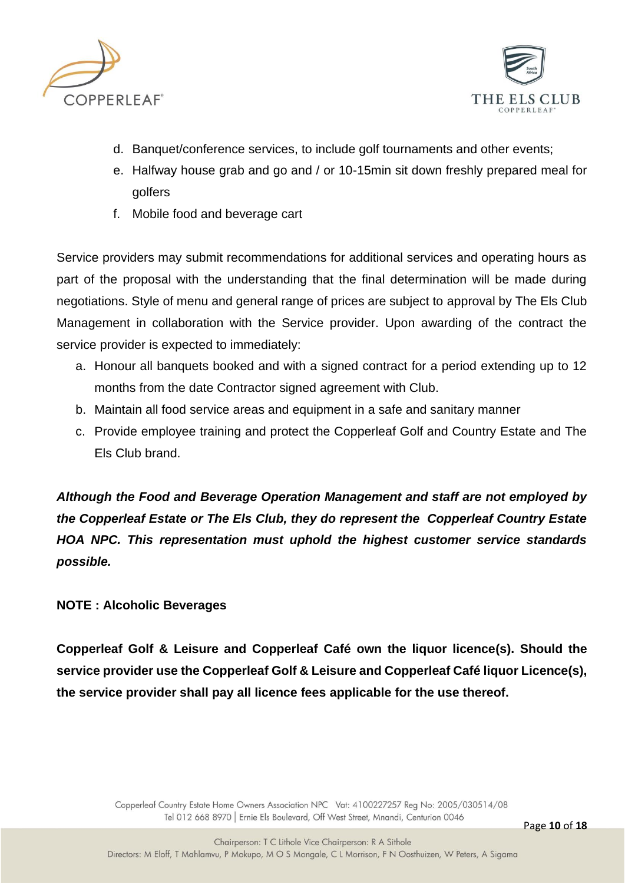d. Banquet/conference services, to include golf tournaments and other events;
e. Halfway house grab and go and / or 10-15min sit down freshly prepared meal for golfers
f. Mobile food and beverage cart

Service providers may submit recommendations for additional services and operating hours as part of the proposal with the understanding that the final determination will be made during negotiations. Style of menu and general range of prices are subject to approval by The Els Club Management in collaboration with the Service provider. Upon awarding of the contract the service provider is expected to immediately:

a. Honour all banquets booked and with a signed contract for a period extending up to 12 months from the date Contractor signed agreement with Club.
b. Maintain all food service areas and equipment in a safe and sanitary manner
c. Provide employee training and protect the Copperleaf Golf and Country Estate and The Els Club brand.

***Although the Food and Beverage Operation Management and staff are not employed by the Copperleaf Estate or The Els Club, they do represent the Copperleaf Country Estate HOA NPC. This representation must uphold the highest customer service standards possible.***

**NOTE : Alcoholic Beverages**

**Copperleaf Golf & Leisure and Copperleaf Café own the liquor licence(s). Should the service provider use the Copperleaf Golf & Leisure and Copperleaf Café liquor Licence(s), the service provider shall pay all licence fees applicable for the use thereof.**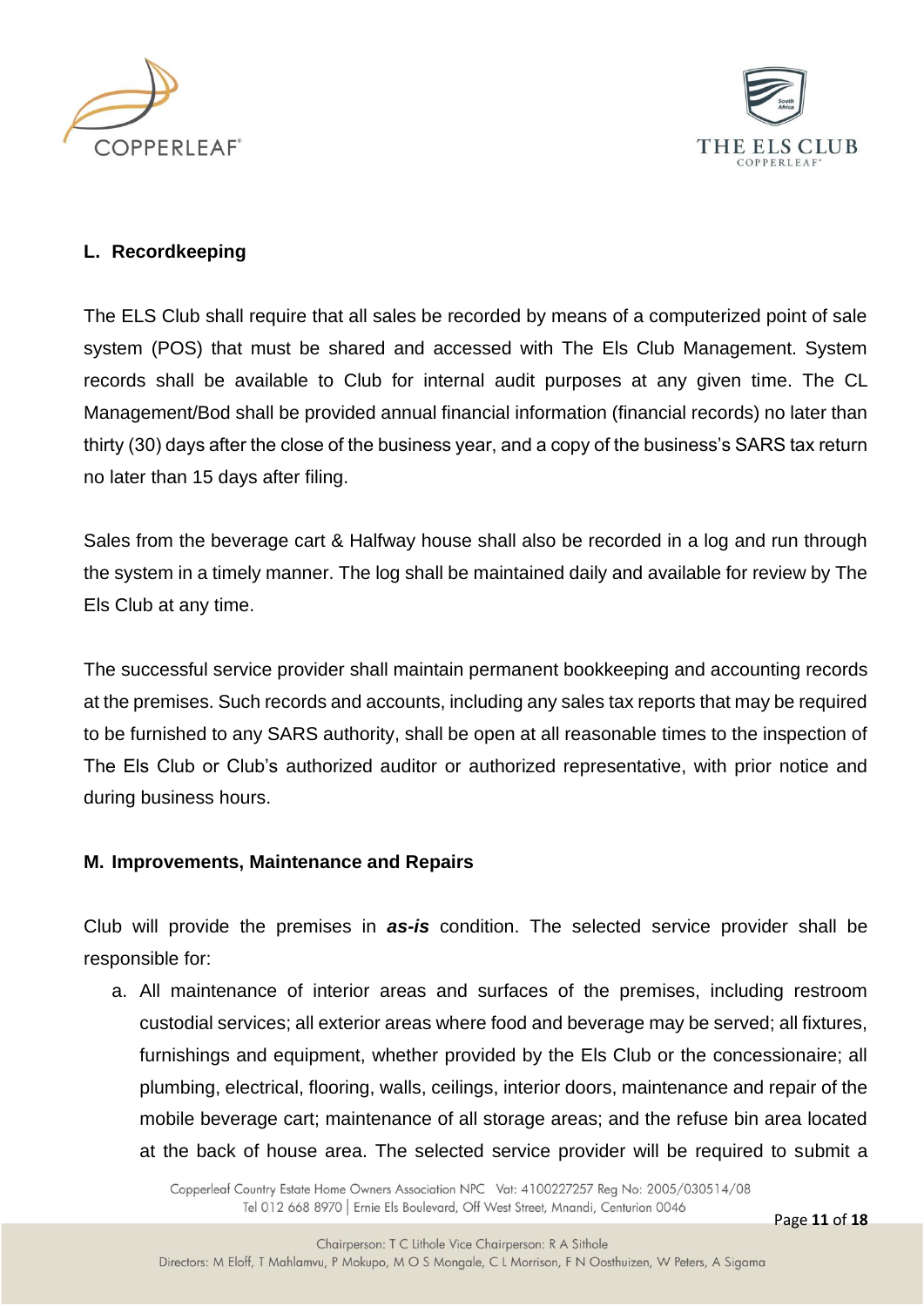## L. Recordkeeping

The ELS Club shall require that all sales be recorded by means of a computerized point of sale system (POS) that must be shared and accessed with The Els Club Management. System records shall be available to Club for internal audit purposes at any given time. The CL Management/Bod shall be provided annual financial information (financial records) no later than thirty (30) days after the close of the business year, and a copy of the business's SARS tax return no later than 15 days after filing.

Sales from the beverage cart & Halfway house shall also be recorded in a log and run through the system in a timely manner. The log shall be maintained daily and available for review by The Els Club at any time.

The successful service provider shall maintain permanent bookkeeping and accounting records at the premises. Such records and accounts, including any sales tax reports that may be required to be furnished to any SARS authority, shall be open at all reasonable times to the inspection of The Els Club or Club's authorized auditor or authorized representative, with prior notice and during business hours.

## M. Improvements, Maintenance and Repairs

Club will provide the premises in ***as-is*** condition. The selected service provider shall be responsible for:

a. All maintenance of interior areas and surfaces of the premises, including restroom custodial services; all exterior areas where food and beverage may be served; all fixtures, furnishings and equipment, whether provided by the Els Club or the concessionaire; all plumbing, electrical, flooring, walls, ceilings, interior doors, maintenance and repair of the mobile beverage cart; maintenance of all storage areas; and the refuse bin area located at the back of house area. The selected service provider will be required to submit a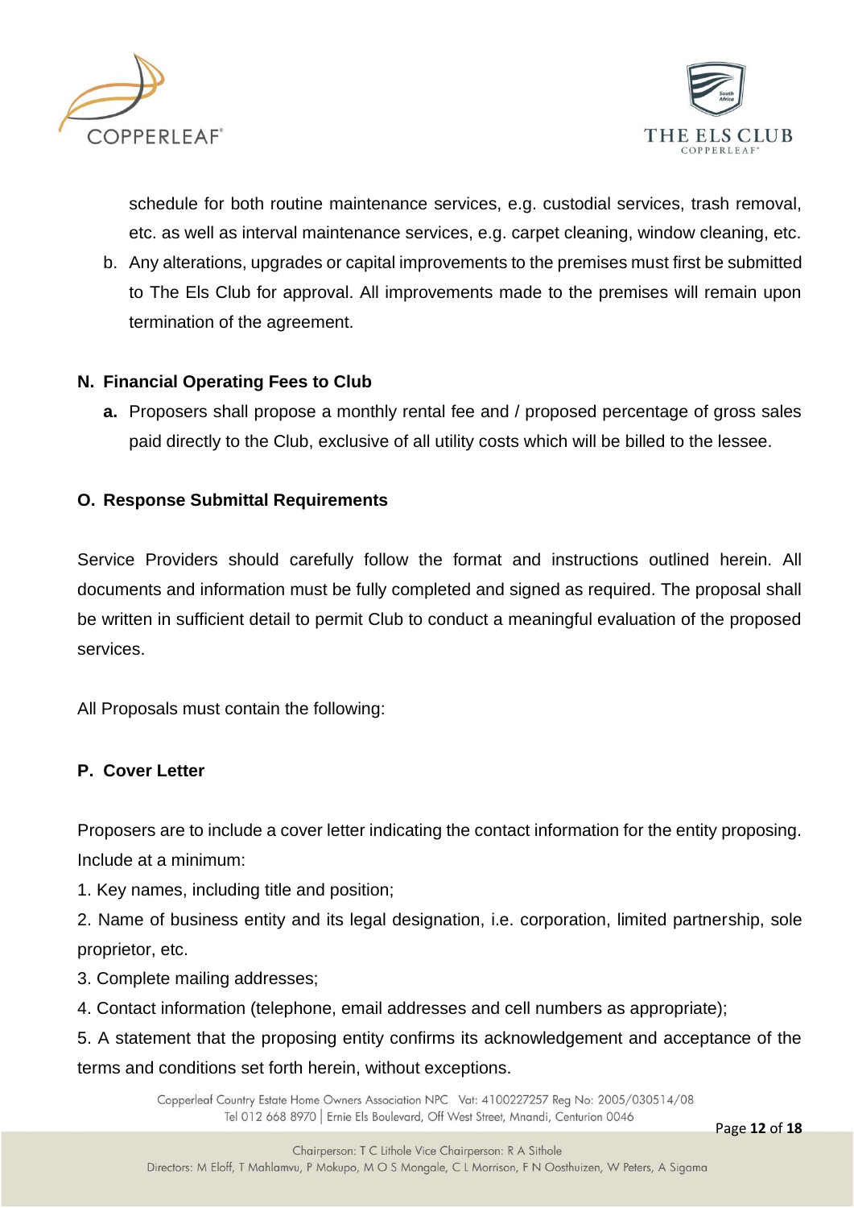schedule for both routine maintenance services, e.g. custodial services, trash removal, etc. as well as interval maintenance services, e.g. carpet cleaning, window cleaning, etc.

b. Any alterations, upgrades or capital improvements to the premises must first be submitted to The Els Club for approval. All improvements made to the premises will remain upon termination of the agreement.

## N. Financial Operating Fees to Club

**a.** Proposers shall propose a monthly rental fee and / proposed percentage of gross sales paid directly to the Club, exclusive of all utility costs which will be billed to the lessee.

## O. Response Submittal Requirements

Service Providers should carefully follow the format and instructions outlined herein. All documents and information must be fully completed and signed as required. The proposal shall be written in sufficient detail to permit Club to conduct a meaningful evaluation of the proposed services.

All Proposals must contain the following:

## P. Cover Letter

Proposers are to include a cover letter indicating the contact information for the entity proposing. Include at a minimum:

1. Key names, including title and position;
2. Name of business entity and its legal designation, i.e. corporation, limited partnership, sole proprietor, etc.
3. Complete mailing addresses;
4. Contact information (telephone, email addresses and cell numbers as appropriate);
5. A statement that the proposing entity confirms its acknowledgement and acceptance of the terms and conditions set forth herein, without exceptions.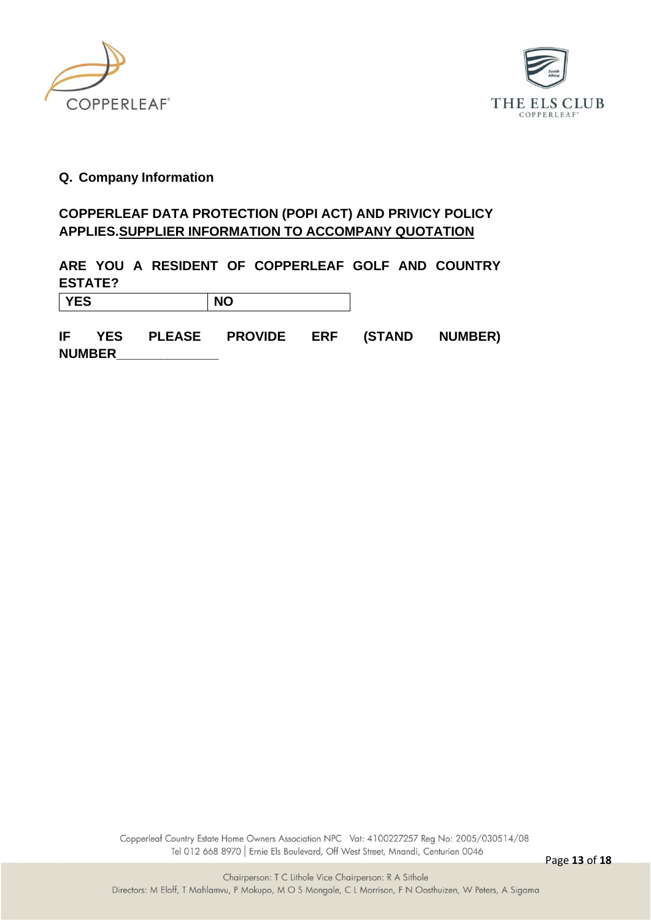## Q. Company Information

**COPPERLEAF DATA PROTECTION (POPI ACT) AND PRIVICY POLICY APPLIES.SUPPLIER INFORMATION TO ACCOMPANY QUOTATION**

**ARE YOU A RESIDENT OF COPPERLEAF GOLF AND COUNTRY ESTATE?**

| YES | NO |
|---|---|

**IF YES PLEASE PROVIDE ERF (STAND NUMBER) NUMBER**______________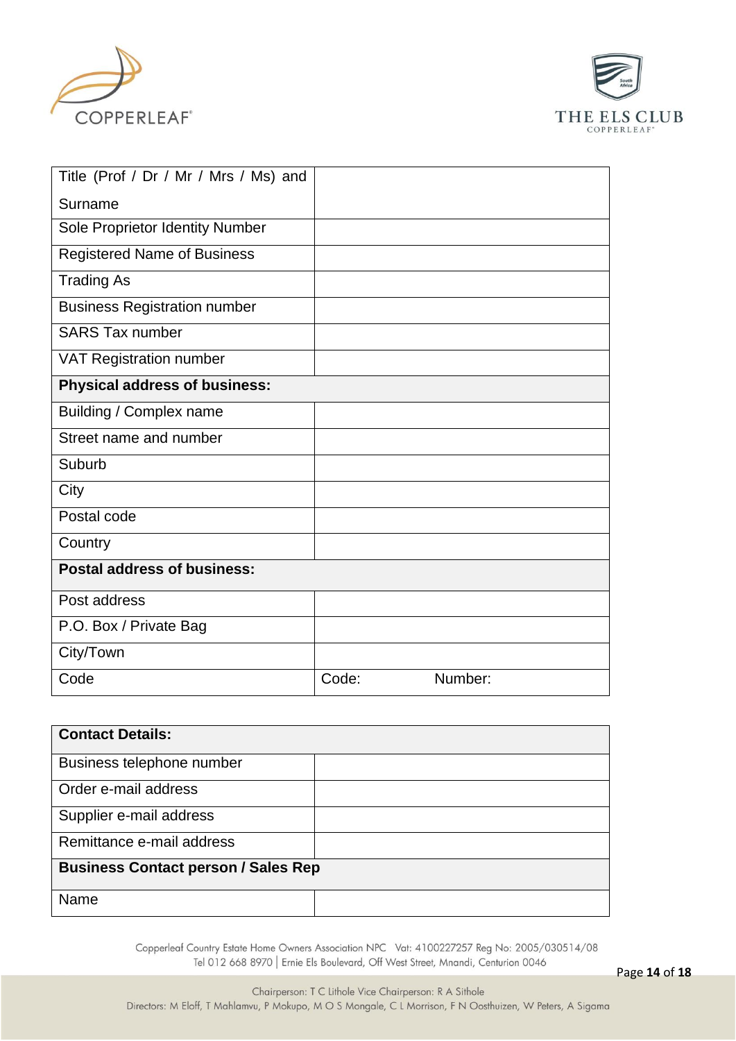| Title (Prof / Dr / Mr / Mrs / Ms) and Surname | |
|---|---|
| Sole Proprietor Identity Number | |
| Registered Name of Business | |
| Trading As | |
| Business Registration number | |
| SARS Tax number | |
| VAT Registration number | |
| **Physical address of business:** | |
| Building / Complex name | |
| Street name and number | |
| Suburb | |
| City | |
| Postal code | |
| Country | |
| **Postal address of business:** | |
| Post address | |
| P.O. Box / Private Bag | |
| City/Town | |
| Code | Code: Number: |

| **Contact Details:** | |
|---|---|
| Business telephone number | |
| Order e-mail address | |
| Supplier e-mail address | |
| Remittance e-mail address | |
| **Business Contact person / Sales Rep** | |
| Name | |

Copperleaf Country Estate Home Owners Association NPC Vat: 4100227257 Reg No: 2005/030514/08
Tel 012 668 8970 | Ernie Els Boulevard, Off West Street, Mnandi, Centurion 0046

Chairperson: T C Lithole Vice Chairperson: R A Sithole
Directors: M Eloff, T Mahlamvu, P Mokupo, M O S Mongale, C L Morrison, F N Oosthuizen, W Peters, A Sigama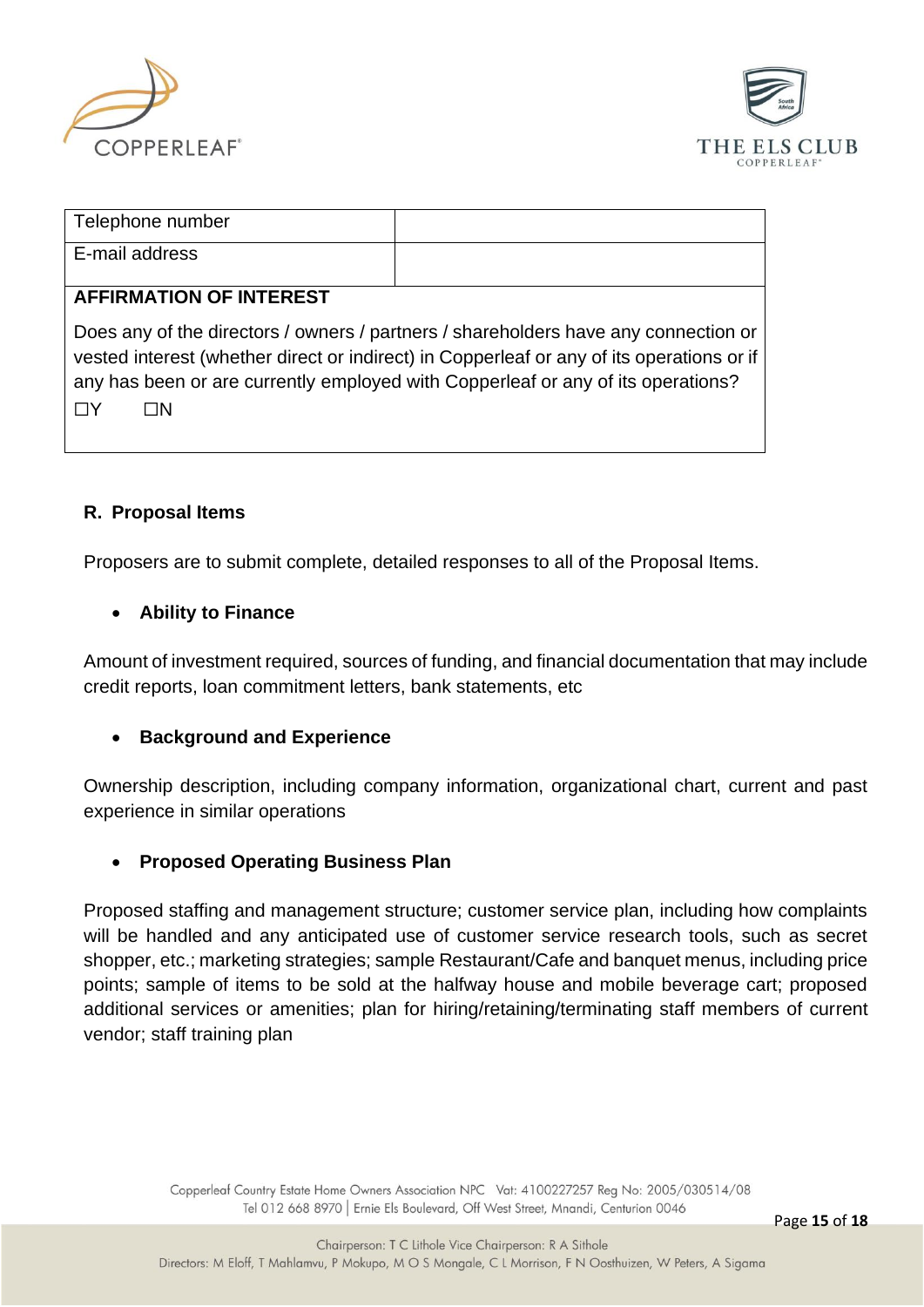| Telephone number | |
| --- | --- |
| E-mail address | |

**AFFIRMATION OF INTEREST**

Does any of the directors / owners / partners / shareholders have any connection or vested interest (whether direct or indirect) in Copperleaf or any of its operations or if any has been or are currently employed with Copperleaf or any of its operations?

☐Y ☐N

## R. Proposal Items

Proposers are to submit complete, detailed responses to all of the Proposal Items.

- **Ability to Finance**

Amount of investment required, sources of funding, and financial documentation that may include credit reports, loan commitment letters, bank statements, etc

- **Background and Experience**

Ownership description, including company information, organizational chart, current and past experience in similar operations

- **Proposed Operating Business Plan**

Proposed staffing and management structure; customer service plan, including how complaints will be handled and any anticipated use of customer service research tools, such as secret shopper, etc.; marketing strategies; sample Restaurant/Cafe and banquet menus, including price points; sample of items to be sold at the halfway house and mobile beverage cart; proposed additional services or amenities; plan for hiring/retaining/terminating staff members of current vendor; staff training plan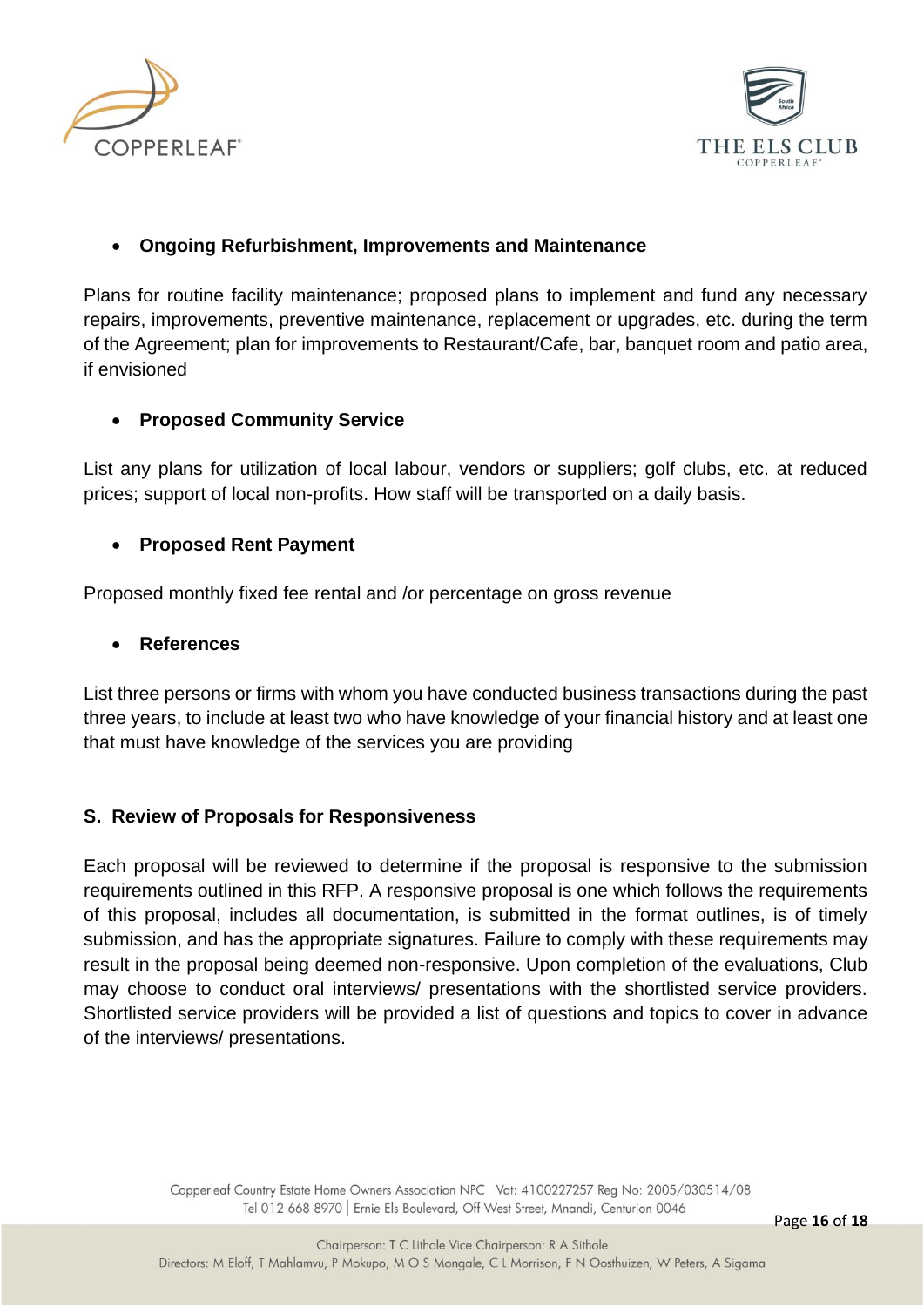- **Ongoing Refurbishment, Improvements and Maintenance**

Plans for routine facility maintenance; proposed plans to implement and fund any necessary repairs, improvements, preventive maintenance, replacement or upgrades, etc. during the term of the Agreement; plan for improvements to Restaurant/Cafe, bar, banquet room and patio area, if envisioned

- **Proposed Community Service**

List any plans for utilization of local labour, vendors or suppliers; golf clubs, etc. at reduced prices; support of local non-profits. How staff will be transported on a daily basis.

- **Proposed Rent Payment**

Proposed monthly fixed fee rental and /or percentage on gross revenue

- **References**

List three persons or firms with whom you have conducted business transactions during the past three years, to include at least two who have knowledge of your financial history and at least one that must have knowledge of the services you are providing

## S. Review of Proposals for Responsiveness

Each proposal will be reviewed to determine if the proposal is responsive to the submission requirements outlined in this RFP. A responsive proposal is one which follows the requirements of this proposal, includes all documentation, is submitted in the format outlines, is of timely submission, and has the appropriate signatures. Failure to comply with these requirements may result in the proposal being deemed non-responsive. Upon completion of the evaluations, Club may choose to conduct oral interviews/ presentations with the shortlisted service providers. Shortlisted service providers will be provided a list of questions and topics to cover in advance of the interviews/ presentations.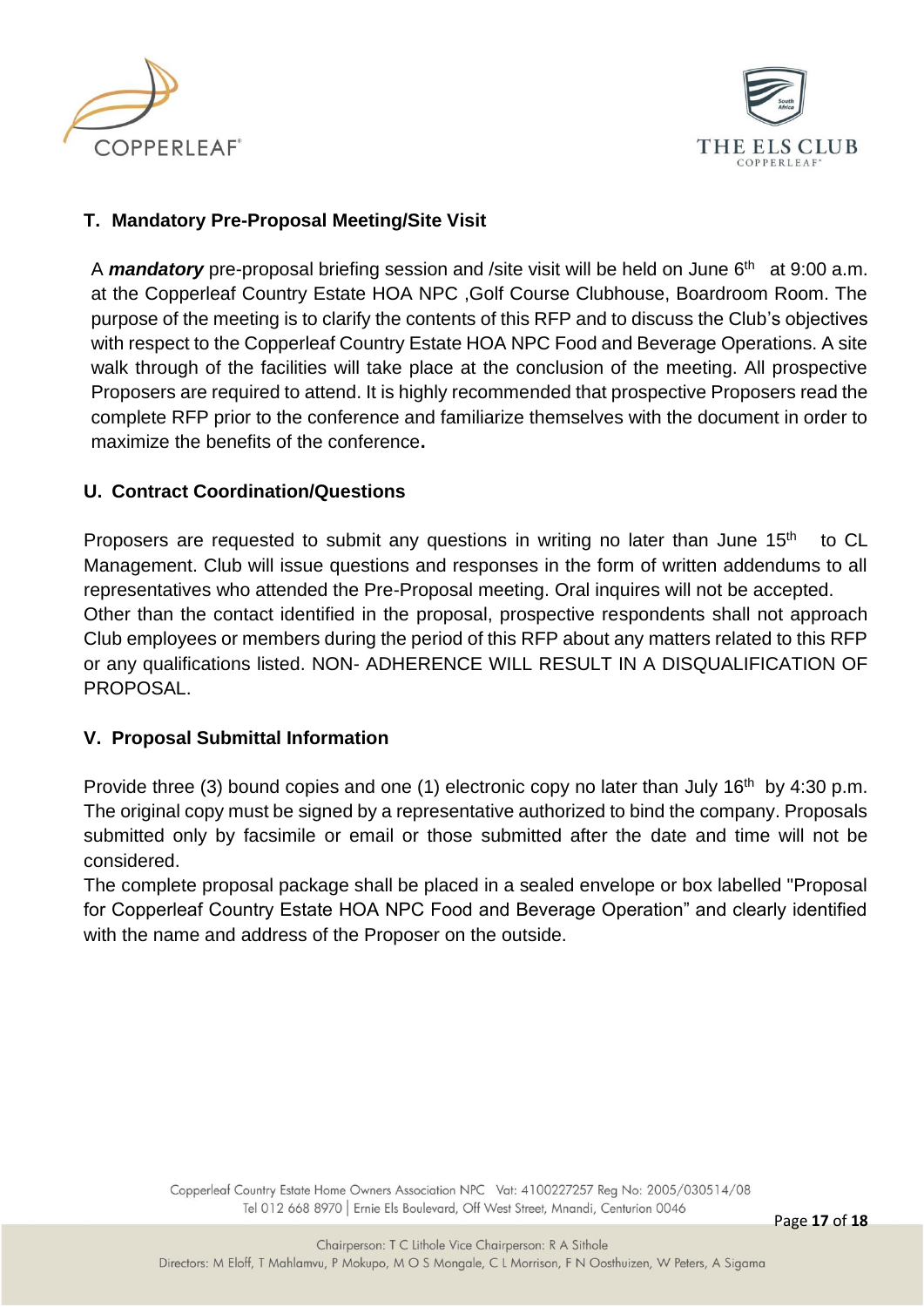## T. Mandatory Pre-Proposal Meeting/Site Visit

A ***mandatory*** pre-proposal briefing session and /site visit will be held on June 6th at 9:00 a.m. at the Copperleaf Country Estate HOA NPC ,Golf Course Clubhouse, Boardroom Room. The purpose of the meeting is to clarify the contents of this RFP and to discuss the Club's objectives with respect to the Copperleaf Country Estate HOA NPC Food and Beverage Operations. A site walk through of the facilities will take place at the conclusion of the meeting. All prospective Proposers are required to attend. It is highly recommended that prospective Proposers read the complete RFP prior to the conference and familiarize themselves with the document in order to maximize the benefits of the conference**.**

## U. Contract Coordination/Questions

Proposers are requested to submit any questions in writing no later than June 15th to CL Management. Club will issue questions and responses in the form of written addendums to all representatives who attended the Pre-Proposal meeting. Oral inquires will not be accepted.
Other than the contact identified in the proposal, prospective respondents shall not approach Club employees or members during the period of this RFP about any matters related to this RFP or any qualifications listed. NON- ADHERENCE WILL RESULT IN A DISQUALIFICATION OF PROPOSAL.

## V. Proposal Submittal Information

Provide three (3) bound copies and one (1) electronic copy no later than July 16th by 4:30 p.m. The original copy must be signed by a representative authorized to bind the company. Proposals submitted only by facsimile or email or those submitted after the date and time will not be considered.
The complete proposal package shall be placed in a sealed envelope or box labelled "Proposal for Copperleaf Country Estate HOA NPC Food and Beverage Operation" and clearly identified with the name and address of the Proposer on the outside.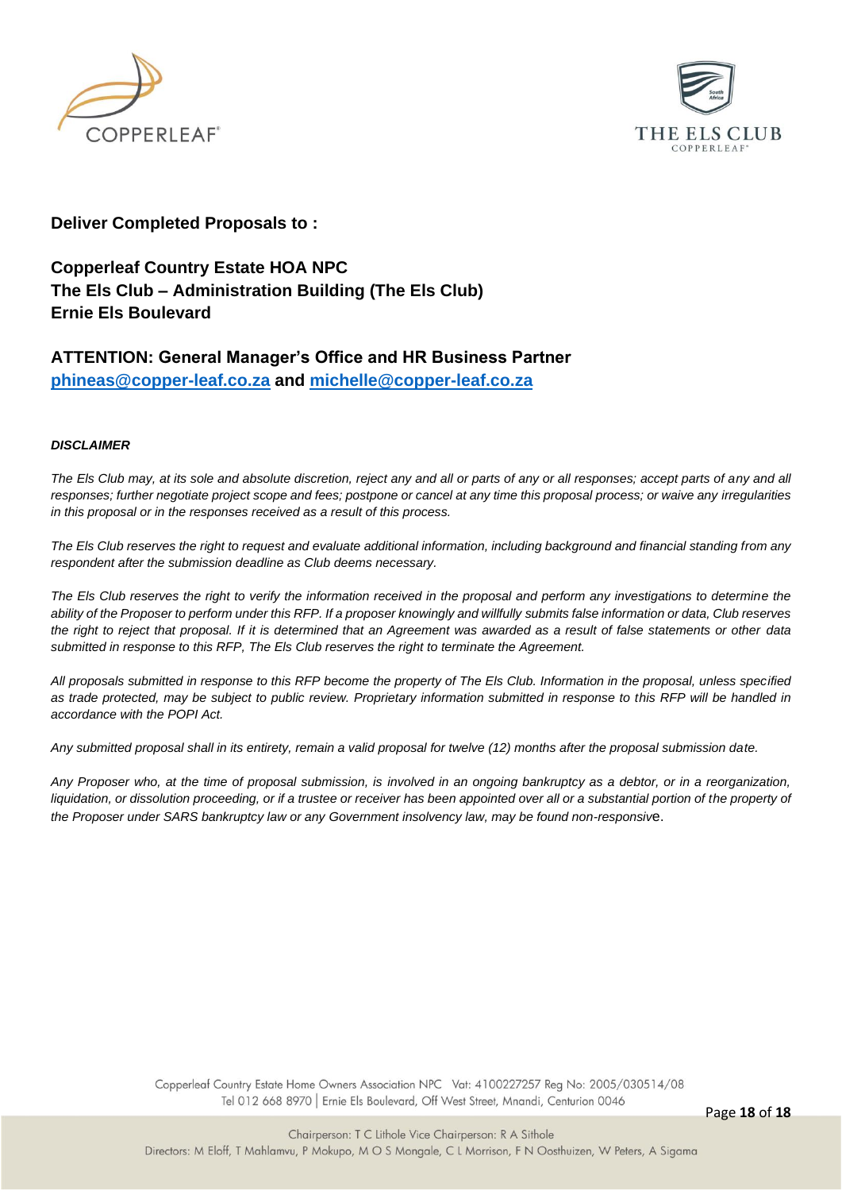**Deliver Completed Proposals to :**

**Copperleaf Country Estate HOA NPC**
**The Els Club – Administration Building (The Els Club)**
**Ernie Els Boulevard**

**ATTENTION: General Manager's Office and HR Business Partner**
**[phineas@copper-leaf.co.za](mailto:phineas@copper-leaf.co.za) and [michelle@copper-leaf.co.za](mailto:michelle@copper-leaf.co.za)**

***DISCLAIMER***

*The Els Club may, at its sole and absolute discretion, reject any and all or parts of any or all responses; accept parts of any and all responses; further negotiate project scope and fees; postpone or cancel at any time this proposal process; or waive any irregularities in this proposal or in the responses received as a result of this process.*

*The Els Club reserves the right to request and evaluate additional information, including background and financial standing from any respondent after the submission deadline as Club deems necessary.*

*The Els Club reserves the right to verify the information received in the proposal and perform any investigations to determine the ability of the Proposer to perform under this RFP. If a proposer knowingly and willfully submits false information or data, Club reserves the right to reject that proposal. If it is determined that an Agreement was awarded as a result of false statements or other data submitted in response to this RFP, The Els Club reserves the right to terminate the Agreement.*

*All proposals submitted in response to this RFP become the property of The Els Club. Information in the proposal, unless specified as trade protected, may be subject to public review. Proprietary information submitted in response to this RFP will be handled in accordance with the POPI Act.*

*Any submitted proposal shall in its entirety, remain a valid proposal for twelve (12) months after the proposal submission date.*

*Any Proposer who, at the time of proposal submission, is involved in an ongoing bankruptcy as a debtor, or in a reorganization, liquidation, or dissolution proceeding, or if a trustee or receiver has been appointed over all or a substantial portion of the property of the Proposer under SARS bankruptcy law or any Government insolvency law, may be found non-responsive.*